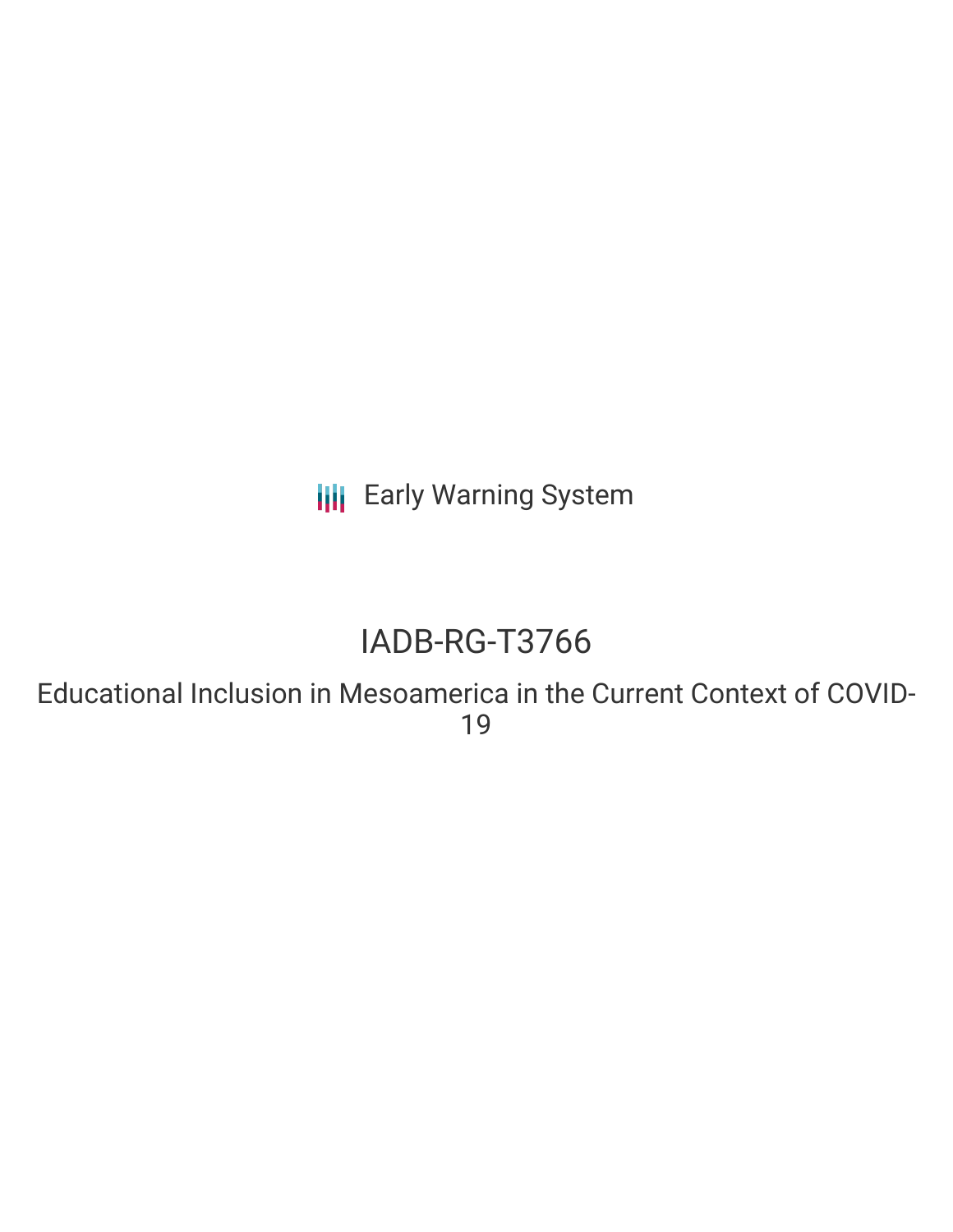Early Warning System

# IADB-RG-T3766

## Educational Inclusion in Mesoamerica in the Current Context of COVID-19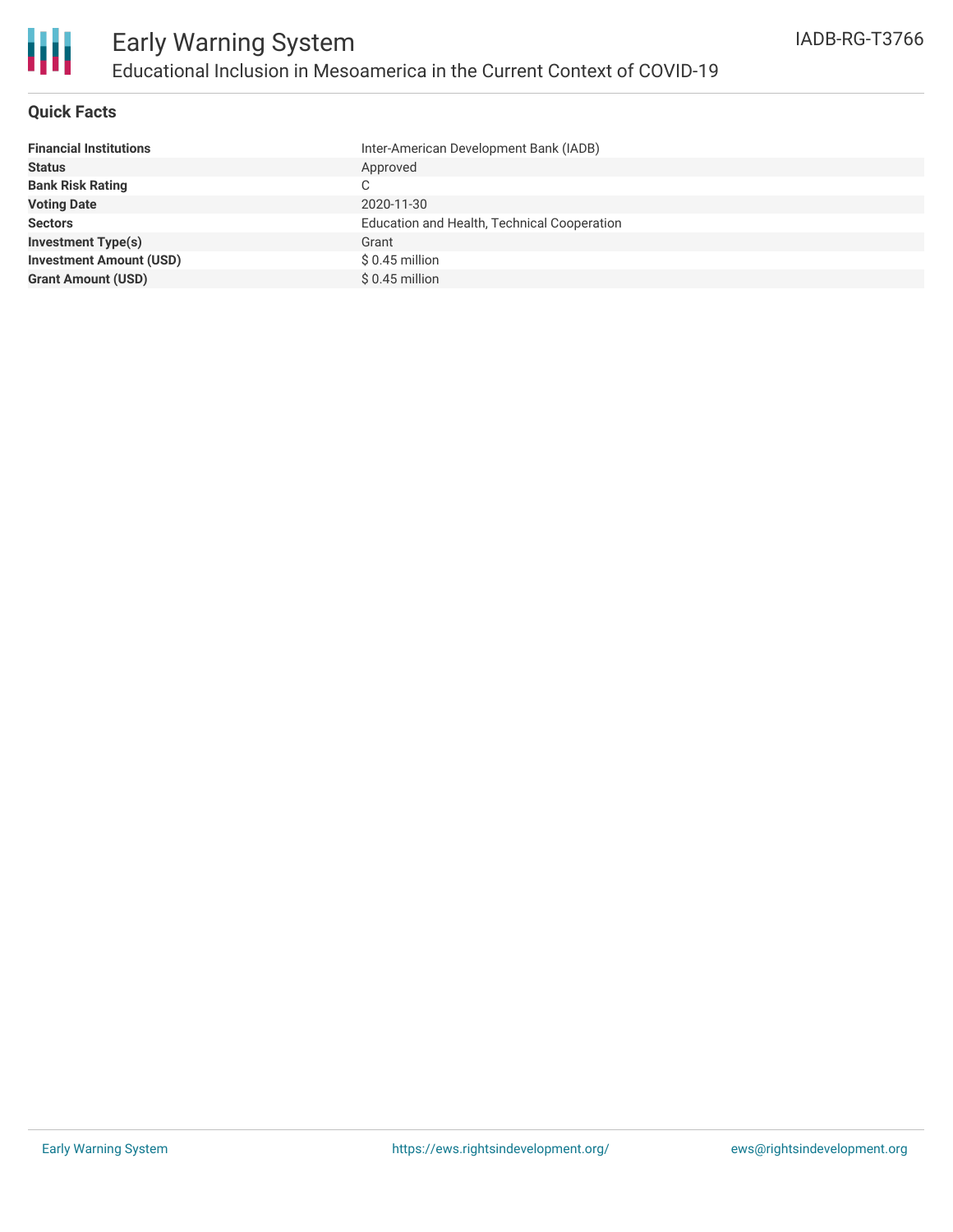# Early Warning System

## Educational Inclusion in Mesoamerica in the Current Context of COVID-19

IADB-RG-T3766

### Quick Facts

| | |
|---|---|
| **Financial Institutions** | Inter-American Development Bank (IADB) |
| **Status** | Approved |
| **Bank Risk Rating** | C |
| **Voting Date** | 2020-11-30 |
| **Sectors** | Education and Health, Technical Cooperation |
| **Investment Type(s)** | Grant |
| **Investment Amount (USD)** | $ 0.45 million |
| **Grant Amount (USD)** | $ 0.45 million |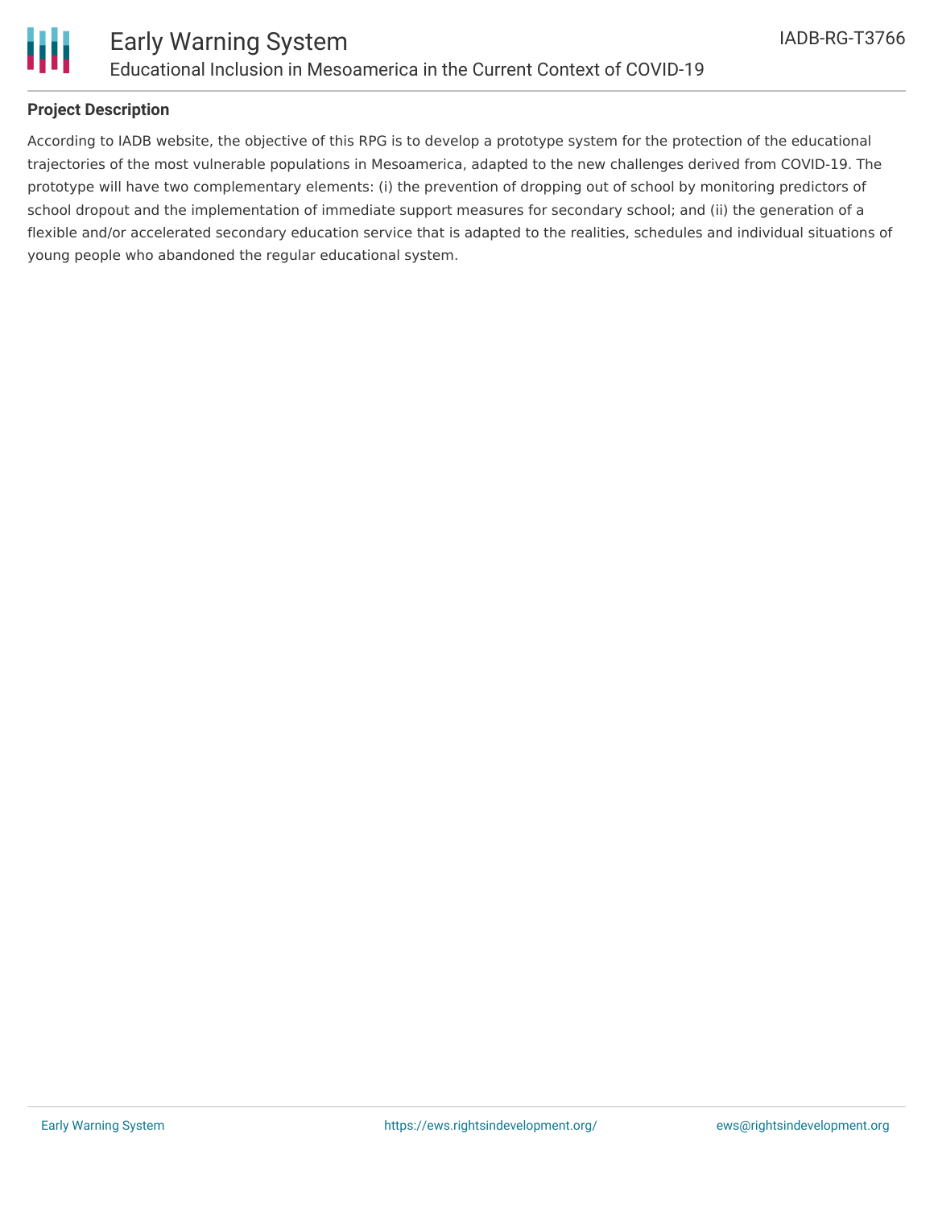**Project Description**

According to IADB website, the objective of this RPG is to develop a prototype system for the protection of the educational trajectories of the most vulnerable populations in Mesoamerica, adapted to the new challenges derived from COVID-19. The prototype will have two complementary elements: (i) the prevention of dropping out of school by monitoring predictors of school dropout and the implementation of immediate support measures for secondary school; and (ii) the generation of a flexible and/or accelerated secondary education service that is adapted to the realities, schedules and individual situations of young people who abandoned the regular educational system.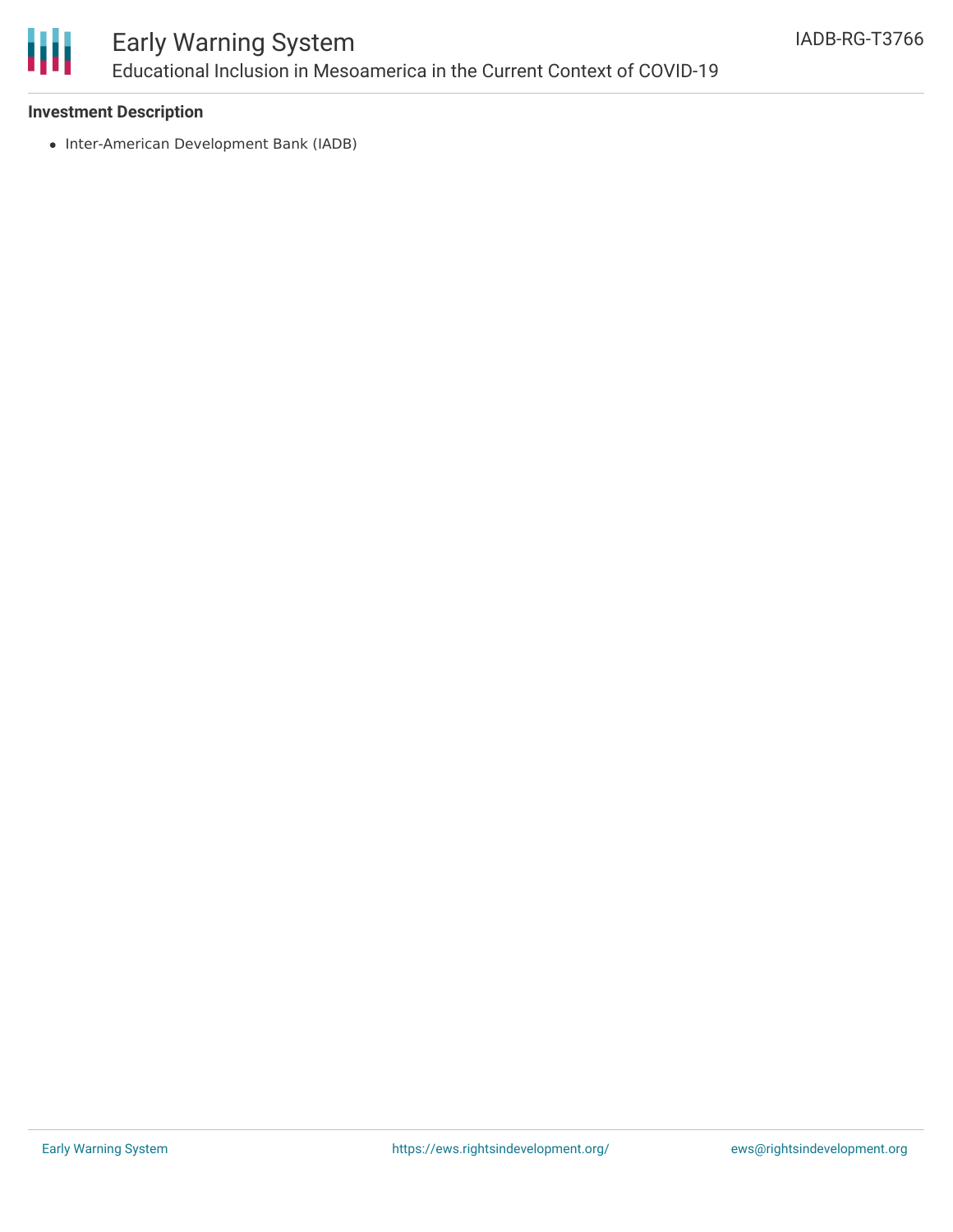**Investment Description**

- Inter-American Development Bank (IADB)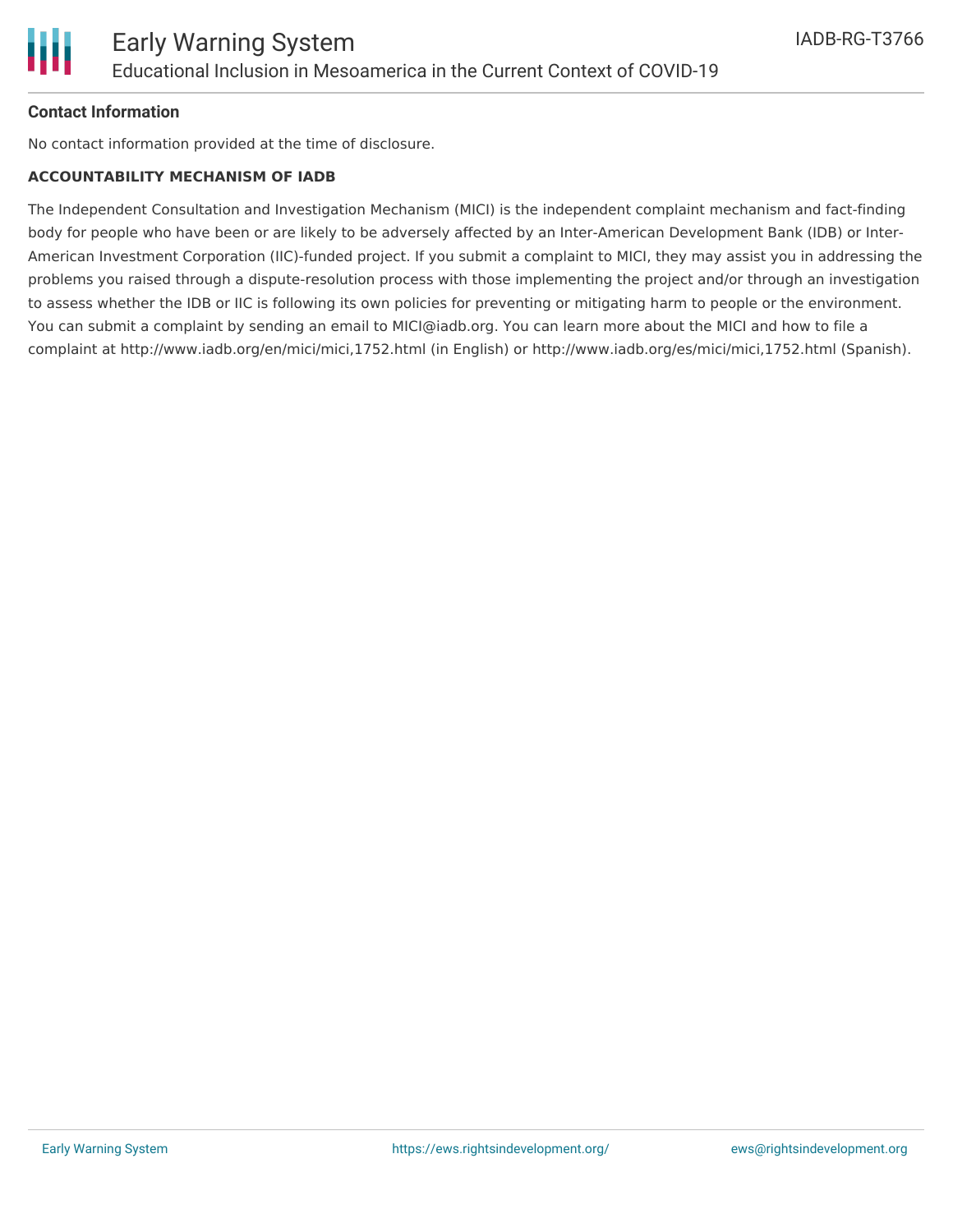**Contact Information**

No contact information provided at the time of disclosure.

**ACCOUNTABILITY MECHANISM OF IADB**

The Independent Consultation and Investigation Mechanism (MICI) is the independent complaint mechanism and fact-finding body for people who have been or are likely to be adversely affected by an Inter-American Development Bank (IDB) or Inter-American Investment Corporation (IIC)-funded project. If you submit a complaint to MICI, they may assist you in addressing the problems you raised through a dispute-resolution process with those implementing the project and/or through an investigation to assess whether the IDB or IIC is following its own policies for preventing or mitigating harm to people or the environment. You can submit a complaint by sending an email to MICI@iadb.org. You can learn more about the MICI and how to file a complaint at http://www.iadb.org/en/mici/mici,1752.html (in English) or http://www.iadb.org/es/mici/mici,1752.html (Spanish).